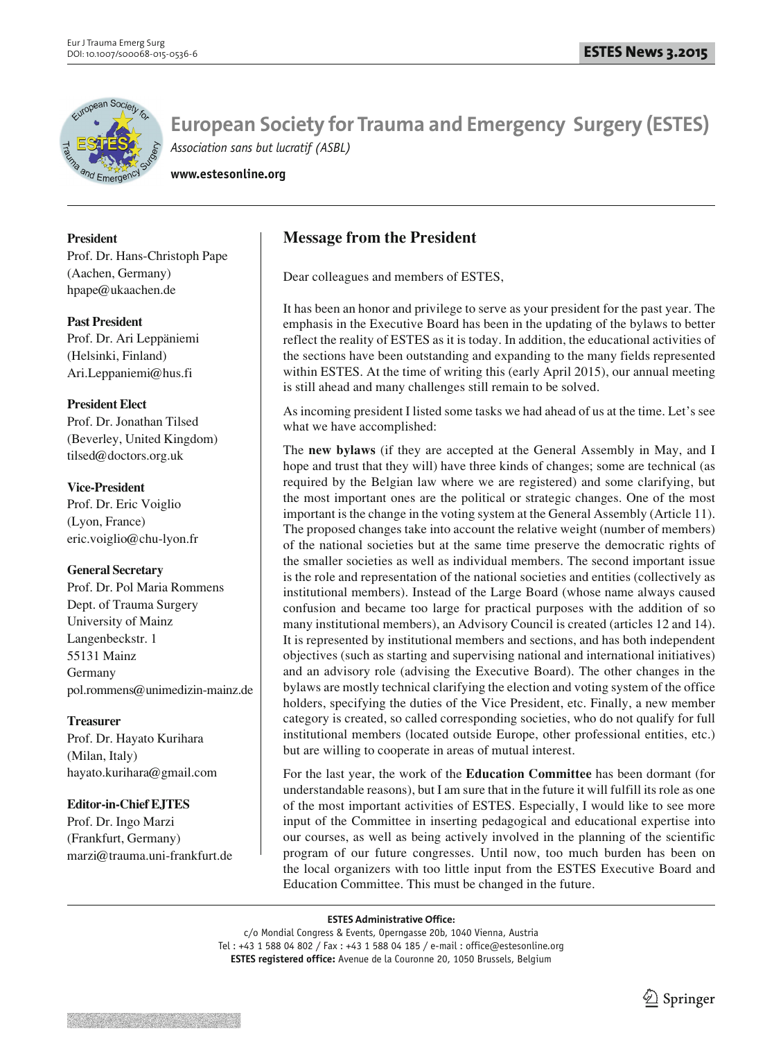# European Society for Trauma and Emergency Surgery (ESTES)

*Association sans but lucratif (ASBL)*

**www.estesonline.org**

**President**
Prof. Dr. Hans-Christoph Pape
(Aachen, Germany)
hpape@ukaachen.de

**Past President**
Prof. Dr. Ari Leppäniemi
(Helsinki, Finland)
Ari.Leppaniemi@hus.fi

**President Elect**
Prof. Dr. Jonathan Tilsed
(Beverley, United Kingdom)
tilsed@doctors.org.uk

**Vice-President**
Prof. Dr. Eric Voiglio
(Lyon, France)
eric.voiglio@chu-lyon.fr

**General Secretary**
Prof. Dr. Pol Maria Rommens
Dept. of Trauma Surgery
University of Mainz
Langenbeckstr. 1
55131 Mainz
Germany
pol.rommens@unimedizin-mainz.de

**Treasurer**
Prof. Dr. Hayato Kurihara
(Milan, Italy)
hayato.kurihara@gmail.com

**Editor-in-Chief EJTES**
Prof. Dr. Ingo Marzi
(Frankfurt, Germany)
marzi@trauma.uni-frankfurt.de

## Message from the President

Dear colleagues and members of ESTES,

It has been an honor and privilege to serve as your president for the past year. The emphasis in the Executive Board has been in the updating of the bylaws to better reflect the reality of ESTES as it is today. In addition, the educational activities of the sections have been outstanding and expanding to the many fields represented within ESTES. At the time of writing this (early April 2015), our annual meeting is still ahead and many challenges still remain to be solved.

As incoming president I listed some tasks we had ahead of us at the time. Let's see what we have accomplished:

The **new bylaws** (if they are accepted at the General Assembly in May, and I hope and trust that they will) have three kinds of changes; some are technical (as required by the Belgian law where we are registered) and some clarifying, but the most important ones are the political or strategic changes. One of the most important is the change in the voting system at the General Assembly (Article 11). The proposed changes take into account the relative weight (number of members) of the national societies but at the same time preserve the democratic rights of the smaller societies as well as individual members. The second important issue is the role and representation of the national societies and entities (collectively as institutional members). Instead of the Large Board (whose name always caused confusion and became too large for practical purposes with the addition of so many institutional members), an Advisory Council is created (articles 12 and 14). It is represented by institutional members and sections, and has both independent objectives (such as starting and supervising national and international initiatives) and an advisory role (advising the Executive Board). The other changes in the bylaws are mostly technical clarifying the election and voting system of the office holders, specifying the duties of the Vice President, etc. Finally, a new member category is created, so called corresponding societies, who do not qualify for full institutional members (located outside Europe, other professional entities, etc.) but are willing to cooperate in areas of mutual interest.

For the last year, the work of the **Education Committee** has been dormant (for understandable reasons), but I am sure that in the future it will fulfill its role as one of the most important activities of ESTES. Especially, I would like to see more input of the Committee in inserting pedagogical and educational expertise into our courses, as well as being actively involved in the planning of the scientific program of our future congresses. Until now, too much burden has been on the local organizers with too little input from the ESTES Executive Board and Education Committee. This must be changed in the future.

**ESTES Administrative Office:**
c/o Mondial Congress & Events, Operngasse 20b, 1040 Vienna, Austria
Tel : +43 1 588 04 802 / Fax : +43 1 588 04 185 / e-mail : office@estesonline.org
**ESTES registered office:** Avenue de la Couronne 20, 1050 Brussels, Belgium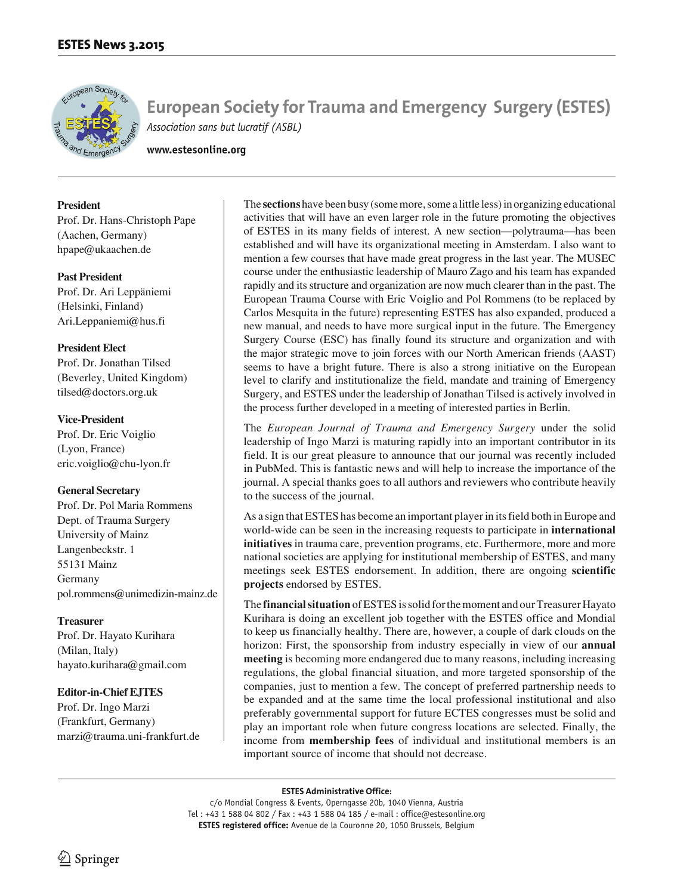# European Society for Trauma and Emergency Surgery (ESTES)

*Association sans but lucratif (ASBL)*

**www.estesonline.org**

**President**
Prof. Dr. Hans-Christoph Pape
(Aachen, Germany)
hpape@ukaachen.de

**Past President**
Prof. Dr. Ari Leppäniemi
(Helsinki, Finland)
Ari.Leppaniemi@hus.fi

**President Elect**
Prof. Dr. Jonathan Tilsed
(Beverley, United Kingdom)
tilsed@doctors.org.uk

**Vice-President**
Prof. Dr. Eric Voiglio
(Lyon, France)
eric.voiglio@chu-lyon.fr

**General Secretary**
Prof. Dr. Pol Maria Rommens
Dept. of Trauma Surgery
University of Mainz
Langenbeckstr. 1
55131 Mainz
Germany
pol.rommens@unimedizin-mainz.de

**Treasurer**
Prof. Dr. Hayato Kurihara
(Milan, Italy)
hayato.kurihara@gmail.com

**Editor-in-Chief EJTES**
Prof. Dr. Ingo Marzi
(Frankfurt, Germany)
marzi@trauma.uni-frankfurt.de

The **sections** have been busy (some more, some a little less) in organizing educational activities that will have an even larger role in the future promoting the objectives of ESTES in its many fields of interest. A new section—polytrauma—has been established and will have its organizational meeting in Amsterdam. I also want to mention a few courses that have made great progress in the last year. The MUSEC course under the enthusiastic leadership of Mauro Zago and his team has expanded rapidly and its structure and organization are now much clearer than in the past. The European Trauma Course with Eric Voiglio and Pol Rommens (to be replaced by Carlos Mesquita in the future) representing ESTES has also expanded, produced a new manual, and needs to have more surgical input in the future. The Emergency Surgery Course (ESC) has finally found its structure and organization and with the major strategic move to join forces with our North American friends (AAST) seems to have a bright future. There is also a strong initiative on the European level to clarify and institutionalize the field, mandate and training of Emergency Surgery, and ESTES under the leadership of Jonathan Tilsed is actively involved in the process further developed in a meeting of interested parties in Berlin.

The *European Journal of Trauma and Emergency Surgery* under the solid leadership of Ingo Marzi is maturing rapidly into an important contributor in its field. It is our great pleasure to announce that our journal was recently included in PubMed. This is fantastic news and will help to increase the importance of the journal. A special thanks goes to all authors and reviewers who contribute heavily to the success of the journal.

As a sign that ESTES has become an important player in its field both in Europe and world-wide can be seen in the increasing requests to participate in **international initiatives** in trauma care, prevention programs, etc. Furthermore, more and more national societies are applying for institutional membership of ESTES, and many meetings seek ESTES endorsement. In addition, there are ongoing **scientific projects** endorsed by ESTES.

The **financial situation** of ESTES is solid for the moment and our Treasurer Hayato Kurihara is doing an excellent job together with the ESTES office and Mondial to keep us financially healthy. There are, however, a couple of dark clouds on the horizon: First, the sponsorship from industry especially in view of our **annual meeting** is becoming more endangered due to many reasons, including increasing regulations, the global financial situation, and more targeted sponsorship of the companies, just to mention a few. The concept of preferred partnership needs to be expanded and at the same time the local professional institutional and also preferably governmental support for future ECTES congresses must be solid and play an important role when future congress locations are selected. Finally, the income from **membership fees** of individual and institutional members is an important source of income that should not decrease.

**ESTES Administrative Office:**
c/o Mondial Congress & Events, Operngasse 20b, 1040 Vienna, Austria
Tel : +43 1 588 04 802 / Fax : +43 1 588 04 185 / e-mail : office@estesonline.org
**ESTES registered office:** Avenue de la Couronne 20, 1050 Brussels, Belgium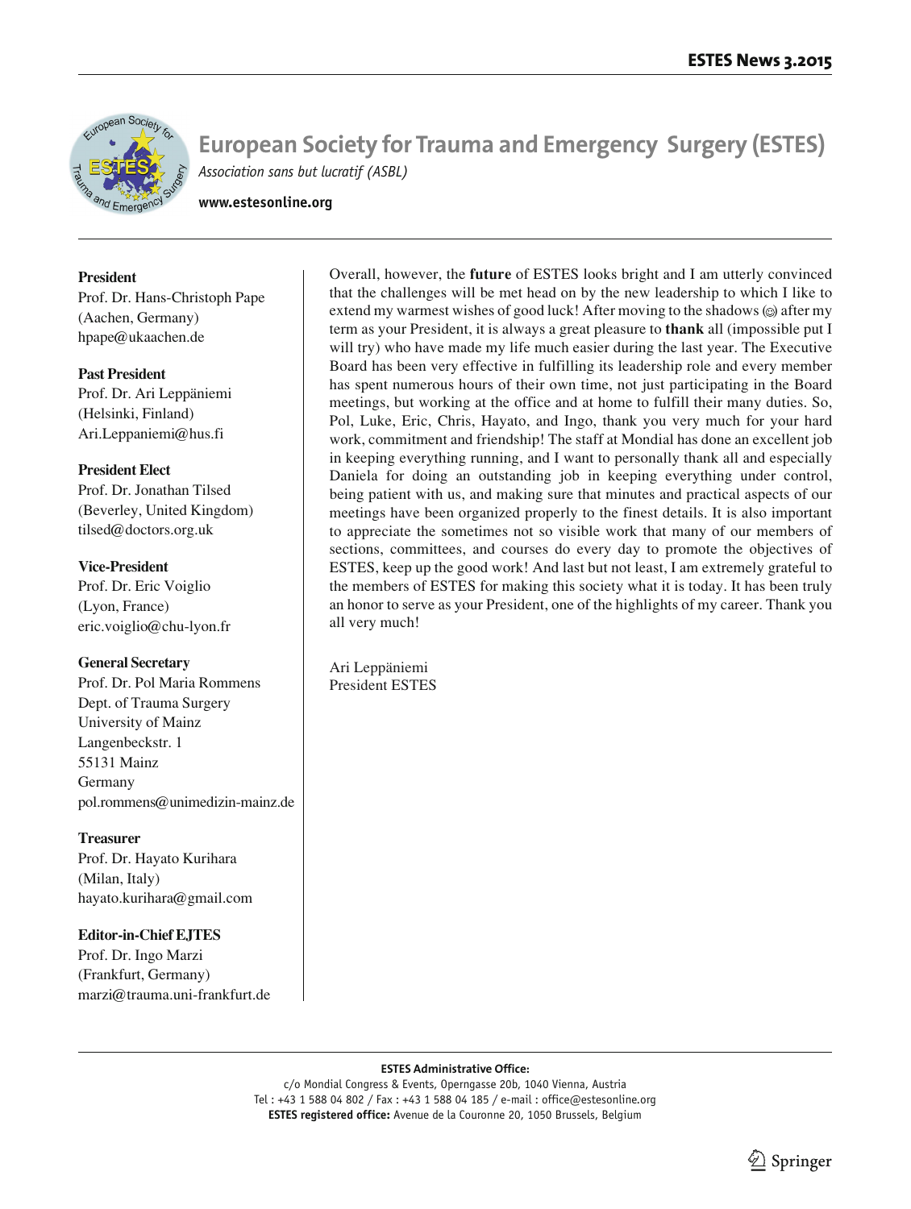# European Society for Trauma and Emergency Surgery (ESTES)

*Association sans but lucratif (ASBL)*

**www.estesonline.org**

**President**
Prof. Dr. Hans-Christoph Pape
(Aachen, Germany)
hpape@ukaachen.de

**Past President**
Prof. Dr. Ari Leppäniemi
(Helsinki, Finland)
Ari.Leppaniemi@hus.fi

**President Elect**
Prof. Dr. Jonathan Tilsed
(Beverley, United Kingdom)
tilsed@doctors.org.uk

**Vice-President**
Prof. Dr. Eric Voiglio
(Lyon, France)
eric.voiglio@chu-lyon.fr

**General Secretary**
Prof. Dr. Pol Maria Rommens
Dept. of Trauma Surgery
University of Mainz
Langenbeckstr. 1
55131 Mainz
Germany
pol.rommens@unimedizin-mainz.de

**Treasurer**
Prof. Dr. Hayato Kurihara
(Milan, Italy)
hayato.kurihara@gmail.com

**Editor-in-Chief EJTES**
Prof. Dr. Ingo Marzi
(Frankfurt, Germany)
marzi@trauma.uni-frankfurt.de

Overall, however, the **future** of ESTES looks bright and I am utterly convinced that the challenges will be met head on by the new leadership to which I like to extend my warmest wishes of good luck! After moving to the shadows (☺) after my term as your President, it is always a great pleasure to **thank** all (impossible put I will try) who have made my life much easier during the last year. The Executive Board has been very effective in fulfilling its leadership role and every member has spent numerous hours of their own time, not just participating in the Board meetings, but working at the office and at home to fulfill their many duties. So, Pol, Luke, Eric, Chris, Hayato, and Ingo, thank you very much for your hard work, commitment and friendship! The staff at Mondial has done an excellent job in keeping everything running, and I want to personally thank all and especially Daniela for doing an outstanding job in keeping everything under control, being patient with us, and making sure that minutes and practical aspects of our meetings have been organized properly to the finest details. It is also important to appreciate the sometimes not so visible work that many of our members of sections, committees, and courses do every day to promote the objectives of ESTES, keep up the good work! And last but not least, I am extremely grateful to the members of ESTES for making this society what it is today. It has been truly an honor to serve as your President, one of the highlights of my career. Thank you all very much!

Ari Leppäniemi
President ESTES

**ESTES Administrative Office:**
c/o Mondial Congress & Events, Operngasse 20b, 1040 Vienna, Austria
Tel : +43 1 588 04 802 / Fax : +43 1 588 04 185 / e-mail : office@estesonline.org
**ESTES registered office:** Avenue de la Couronne 20, 1050 Brussels, Belgium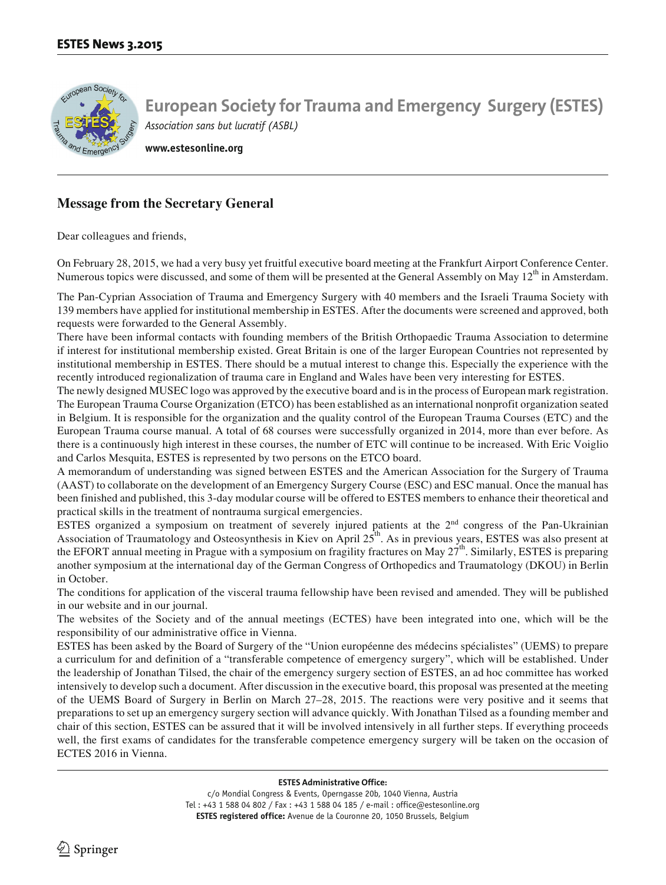# European Society for Trauma and Emergency Surgery (ESTES)

*Association sans but lucratif (ASBL)*

**www.estesonline.org**

## Message from the Secretary General

Dear colleagues and friends,

On February 28, 2015, we had a very busy yet fruitful executive board meeting at the Frankfurt Airport Conference Center. Numerous topics were discussed, and some of them will be presented at the General Assembly on May 12th in Amsterdam.

The Pan-Cyprian Association of Trauma and Emergency Surgery with 40 members and the Israeli Trauma Society with 139 members have applied for institutional membership in ESTES. After the documents were screened and approved, both requests were forwarded to the General Assembly.

There have been informal contacts with founding members of the British Orthopaedic Trauma Association to determine if interest for institutional membership existed. Great Britain is one of the larger European Countries not represented by institutional membership in ESTES. There should be a mutual interest to change this. Especially the experience with the recently introduced regionalization of trauma care in England and Wales have been very interesting for ESTES.

The newly designed MUSEC logo was approved by the executive board and is in the process of European mark registration.

The European Trauma Course Organization (ETCO) has been established as an international nonprofit organization seated in Belgium. It is responsible for the organization and the quality control of the European Trauma Courses (ETC) and the European Trauma course manual. A total of 68 courses were successfully organized in 2014, more than ever before. As there is a continuously high interest in these courses, the number of ETC will continue to be increased. With Eric Voiglio and Carlos Mesquita, ESTES is represented by two persons on the ETCO board.

A memorandum of understanding was signed between ESTES and the American Association for the Surgery of Trauma (AAST) to collaborate on the development of an Emergency Surgery Course (ESC) and ESC manual. Once the manual has been finished and published, this 3-day modular course will be offered to ESTES members to enhance their theoretical and practical skills in the treatment of nontrauma surgical emergencies.

ESTES organized a symposium on treatment of severely injured patients at the 2nd congress of the Pan-Ukrainian Association of Traumatology and Osteosynthesis in Kiev on April 25th. As in previous years, ESTES was also present at the EFORT annual meeting in Prague with a symposium on fragility fractures on May 27th. Similarly, ESTES is preparing another symposium at the international day of the German Congress of Orthopedics and Traumatology (DKOU) in Berlin in October.

The conditions for application of the visceral trauma fellowship have been revised and amended. They will be published in our website and in our journal.

The websites of the Society and of the annual meetings (ECTES) have been integrated into one, which will be the responsibility of our administrative office in Vienna.

ESTES has been asked by the Board of Surgery of the "Union européenne des médecins spécialistes" (UEMS) to prepare a curriculum for and definition of a "transferable competence of emergency surgery", which will be established. Under the leadership of Jonathan Tilsed, the chair of the emergency surgery section of ESTES, an ad hoc committee has worked intensively to develop such a document. After discussion in the executive board, this proposal was presented at the meeting of the UEMS Board of Surgery in Berlin on March 27–28, 2015. The reactions were very positive and it seems that preparations to set up an emergency surgery section will advance quickly. With Jonathan Tilsed as a founding member and chair of this section, ESTES can be assured that it will be involved intensively in all further steps. If everything proceeds well, the first exams of candidates for the transferable competence emergency surgery will be taken on the occasion of ECTES 2016 in Vienna.

**ESTES Administrative Office:**
c/o Mondial Congress & Events, Operngasse 20b, 1040 Vienna, Austria
Tel : +43 1 588 04 802 / Fax : +43 1 588 04 185 / e-mail : office@estesonline.org
**ESTES registered office:** Avenue de la Couronne 20, 1050 Brussels, Belgium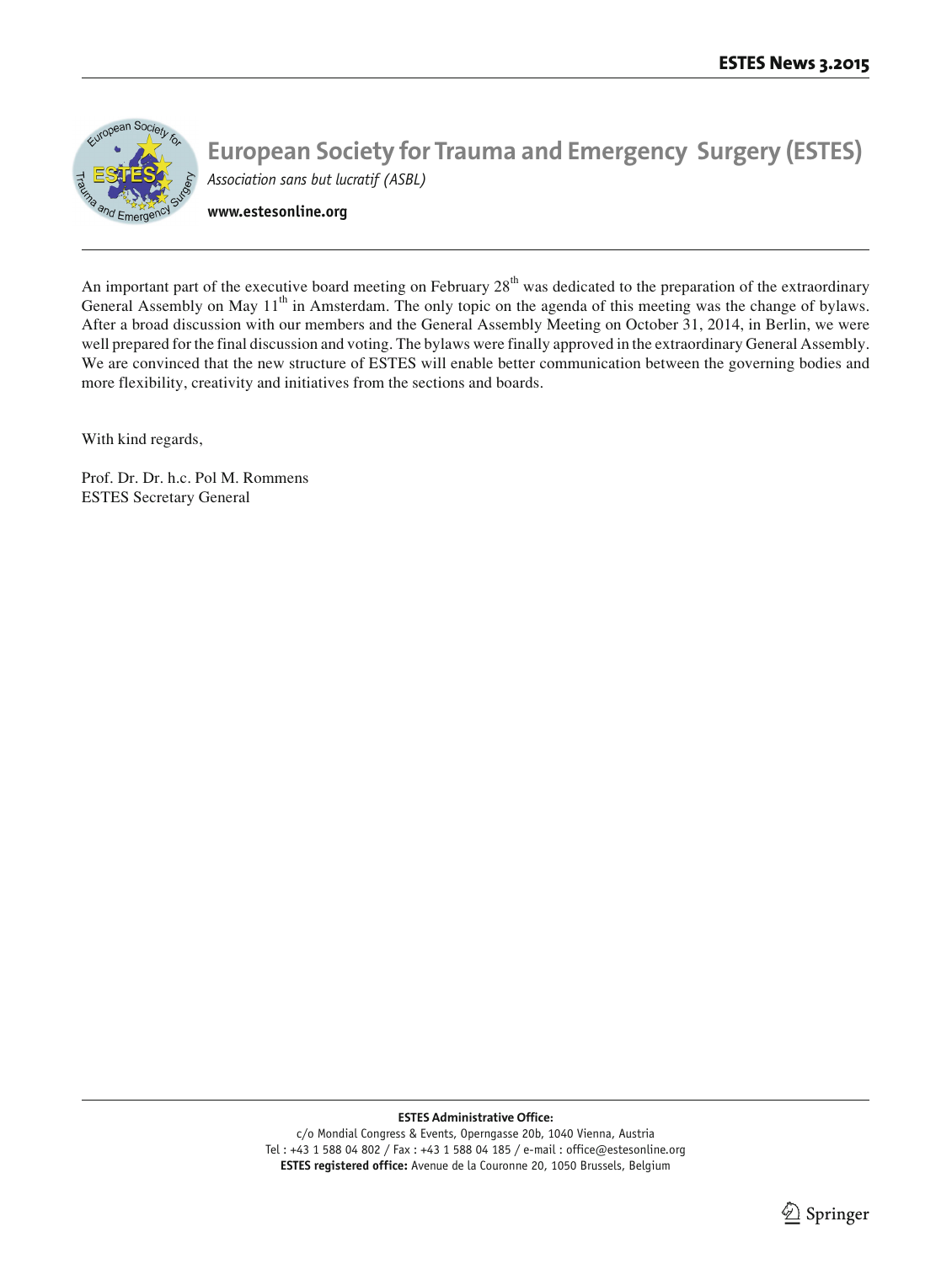# European Society for Trauma and Emergency Surgery (ESTES)

*Association sans but lucratif (ASBL)*

**www.estesonline.org**

An important part of the executive board meeting on February 28th was dedicated to the preparation of the extraordinary General Assembly on May 11th in Amsterdam. The only topic on the agenda of this meeting was the change of bylaws. After a broad discussion with our members and the General Assembly Meeting on October 31, 2014, in Berlin, we were well prepared for the final discussion and voting. The bylaws were finally approved in the extraordinary General Assembly. We are convinced that the new structure of ESTES will enable better communication between the governing bodies and more flexibility, creativity and initiatives from the sections and boards.

With kind regards,

Prof. Dr. Dr. h.c. Pol M. Rommens
ESTES Secretary General

**ESTES Administrative Office:**
c/o Mondial Congress & Events, Operngasse 20b, 1040 Vienna, Austria
Tel : +43 1 588 04 802 / Fax : +43 1 588 04 185 / e-mail : office@estesonline.org
**ESTES registered office:** Avenue de la Couronne 20, 1050 Brussels, Belgium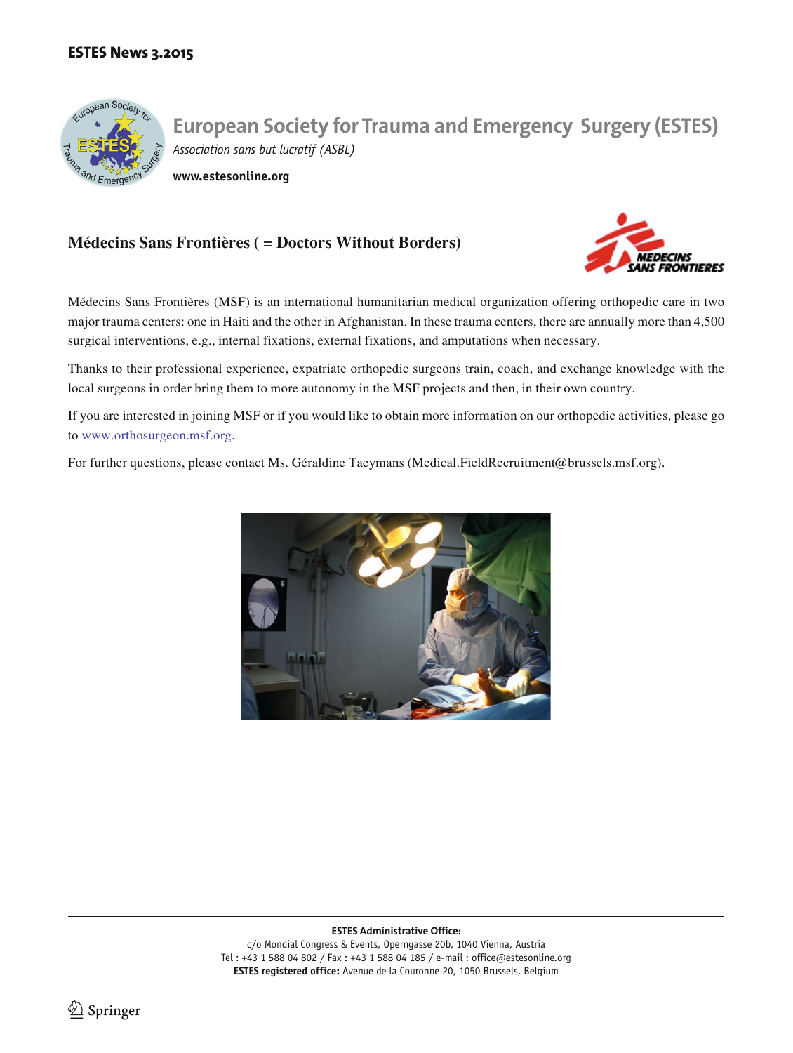# European Society for Trauma and Emergency Surgery (ESTES)

*Association sans but lucratif (ASBL)*

**www.estesonline.org**

## Médecins Sans Frontières ( = Doctors Without Borders)

Médecins Sans Frontières (MSF) is an international humanitarian medical organization offering orthopedic care in two major trauma centers: one in Haiti and the other in Afghanistan. In these trauma centers, there are annually more than 4,500 surgical interventions, e.g., internal fixations, external fixations, and amputations when necessary.

Thanks to their professional experience, expatriate orthopedic surgeons train, coach, and exchange knowledge with the local surgeons in order bring them to more autonomy in the MSF projects and then, in their own country.

If you are interested in joining MSF or if you would like to obtain more information on our orthopedic activities, please go to www.orthosurgeon.msf.org.

For further questions, please contact Ms. Géraldine Taeymans (Medical.FieldRecruitment@brussels.msf.org).

**ESTES Administrative Office:**
c/o Mondial Congress & Events, Operngasse 20b, 1040 Vienna, Austria
Tel : +43 1 588 04 802 / Fax : +43 1 588 04 185 / e-mail : office@estesonline.org
**ESTES registered office:** Avenue de la Couronne 20, 1050 Brussels, Belgium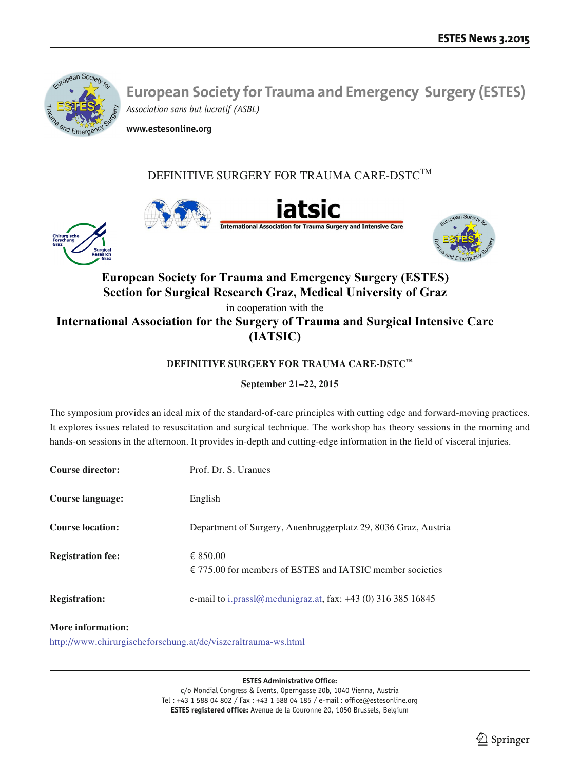# European Society for Trauma and Emergency Surgery (ESTES)

*Association sans but lucratif (ASBL)*

**www.estesonline.org**

DEFINITIVE SURGERY FOR TRAUMA CARE-DSTC™

**iatsic**

**International Association for Trauma Surgery and Intensive Care**

Chirurgische Forschung Graz

Surgical Research Graz

## European Society for Trauma and Emergency Surgery (ESTES)
## Section for Surgical Research Graz, Medical University of Graz

in cooperation with the

## International Association for the Surgery of Trauma and Surgical Intensive Care (IATSIC)

**DEFINITIVE SURGERY FOR TRAUMA CARE-DSTC™**

**September 21–22, 2015**

The symposium provides an ideal mix of the standard-of-care principles with cutting edge and forward-moving practices. It explores issues related to resuscitation and surgical technique. The workshop has theory sessions in the morning and hands-on sessions in the afternoon. It provides in-depth and cutting-edge information in the field of visceral injuries.

**Course director:** Prof. Dr. S. Uranues

**Course language:** English

**Course location:** Department of Surgery, Auenbruggerplatz 29, 8036 Graz, Austria

**Registration fee:** € 850.00
€ 775.00 for members of ESTES and IATSIC member societies

**Registration:** e-mail to i.prassl@medunigraz.at, fax: +43 (0) 316 385 16845

**More information:**
http://www.chirurgischeforschung.at/de/viszeraltrauma-ws.html

**ESTES Administrative Office:**
c/o Mondial Congress & Events, Operngasse 20b, 1040 Vienna, Austria
Tel : +43 1 588 04 802 / Fax : +43 1 588 04 185 / e-mail : office@estesonline.org
**ESTES registered office:** Avenue de la Couronne 20, 1050 Brussels, Belgium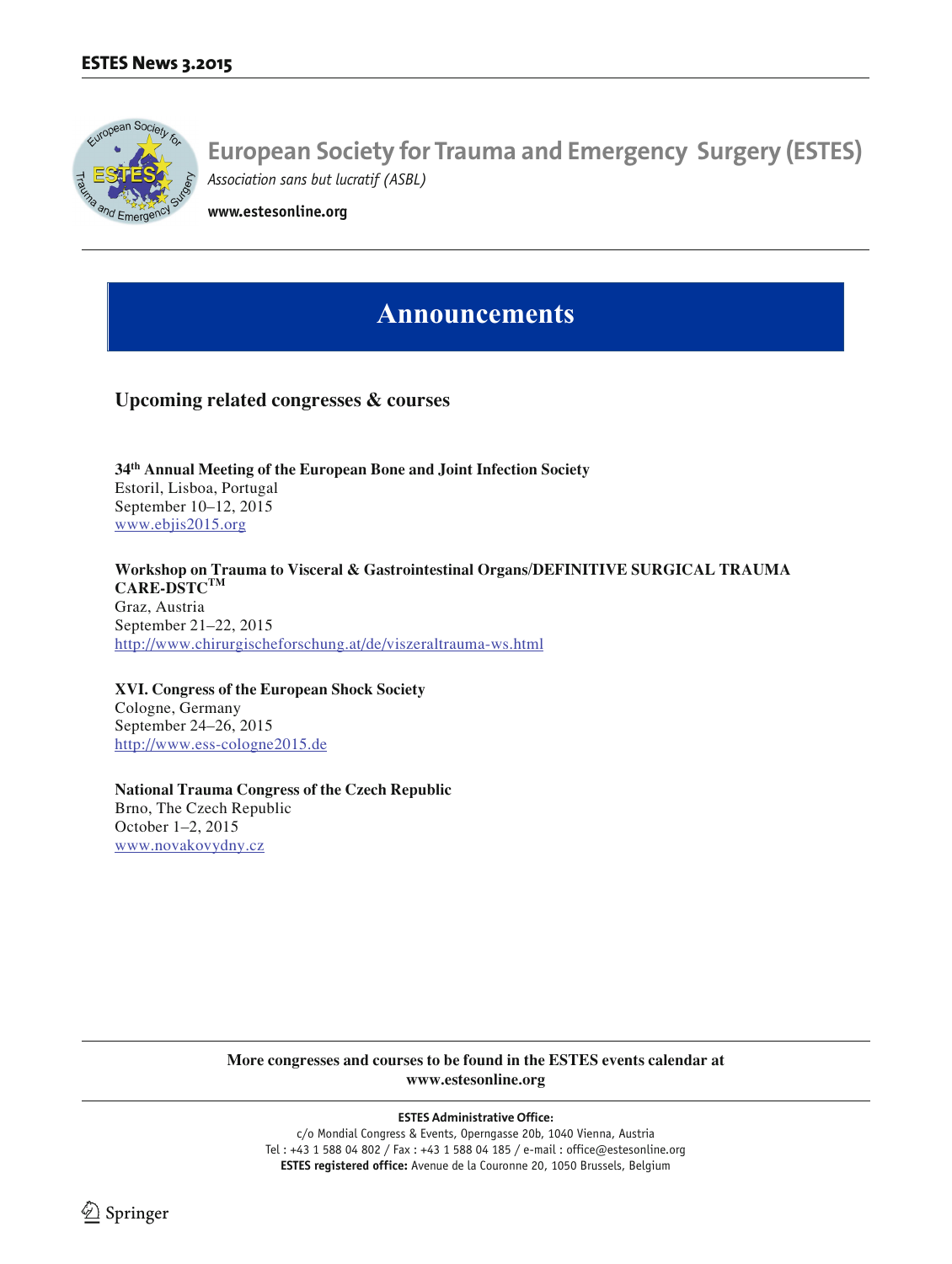# European Society for Trauma and Emergency Surgery (ESTES)

*Association sans but lucratif (ASBL)*

**www.estesonline.org**

## Announcements

### Upcoming related congresses & courses

**34th Annual Meeting of the European Bone and Joint Infection Society**
Estoril, Lisboa, Portugal
September 10–12, 2015
www.ebjis2015.org

**Workshop on Trauma to Visceral & Gastrointestinal Organs/DEFINITIVE SURGICAL TRAUMA CARE-DSTC™**
Graz, Austria
September 21–22, 2015
http://www.chirurgischeforschung.at/de/viszeraltrauma-ws.html

**XVI. Congress of the European Shock Society**
Cologne, Germany
September 24–26, 2015
http://www.ess-cologne2015.de

**National Trauma Congress of the Czech Republic**
Brno, The Czech Republic
October 1–2, 2015
www.novakovydny.cz

**More congresses and courses to be found in the ESTES events calendar at www.estesonline.org**

**ESTES Administrative Office:**
c/o Mondial Congress & Events, Operngasse 20b, 1040 Vienna, Austria
Tel : +43 1 588 04 802 / Fax : +43 1 588 04 185 / e-mail : office@estesonline.org
**ESTES registered office:** Avenue de la Couronne 20, 1050 Brussels, Belgium